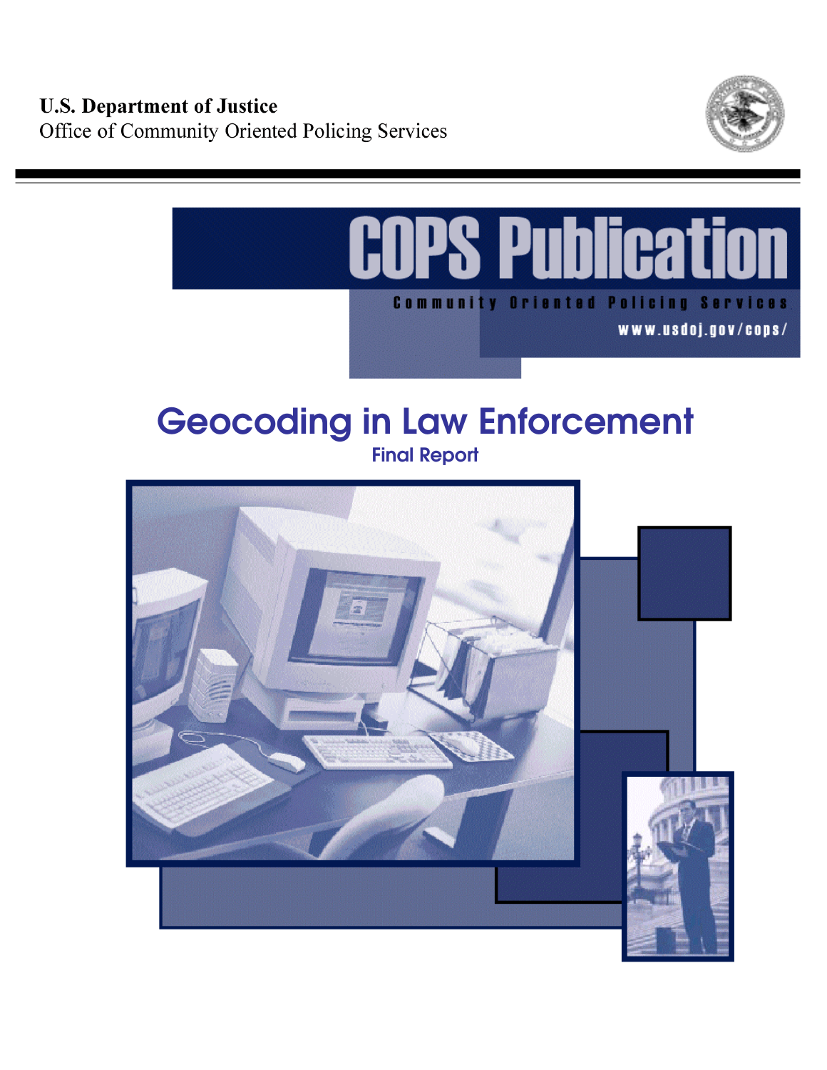**U.S. Department of Justice**
Office of Community Oriented Policing Services

# COPS Publication

Community Oriented Policing Services

www.usdoj.gov/cops/

# Geocoding in Law Enforcement

## Final Report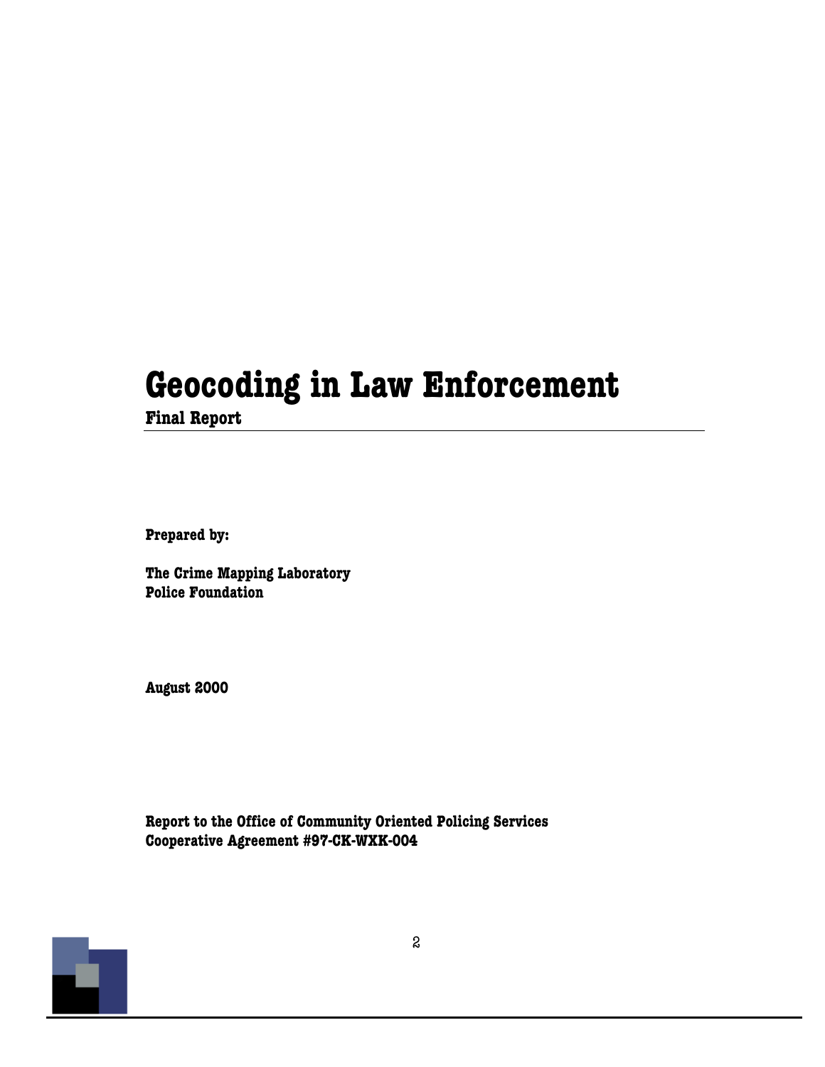# Geocoding in Law Enforcement

**Final Report**

**Prepared by:**

**The Crime Mapping Laboratory**
**Police Foundation**

**August 2000**

**Report to the Office of Community Oriented Policing Services**
**Cooperative Agreement #97-CK-WXK-004**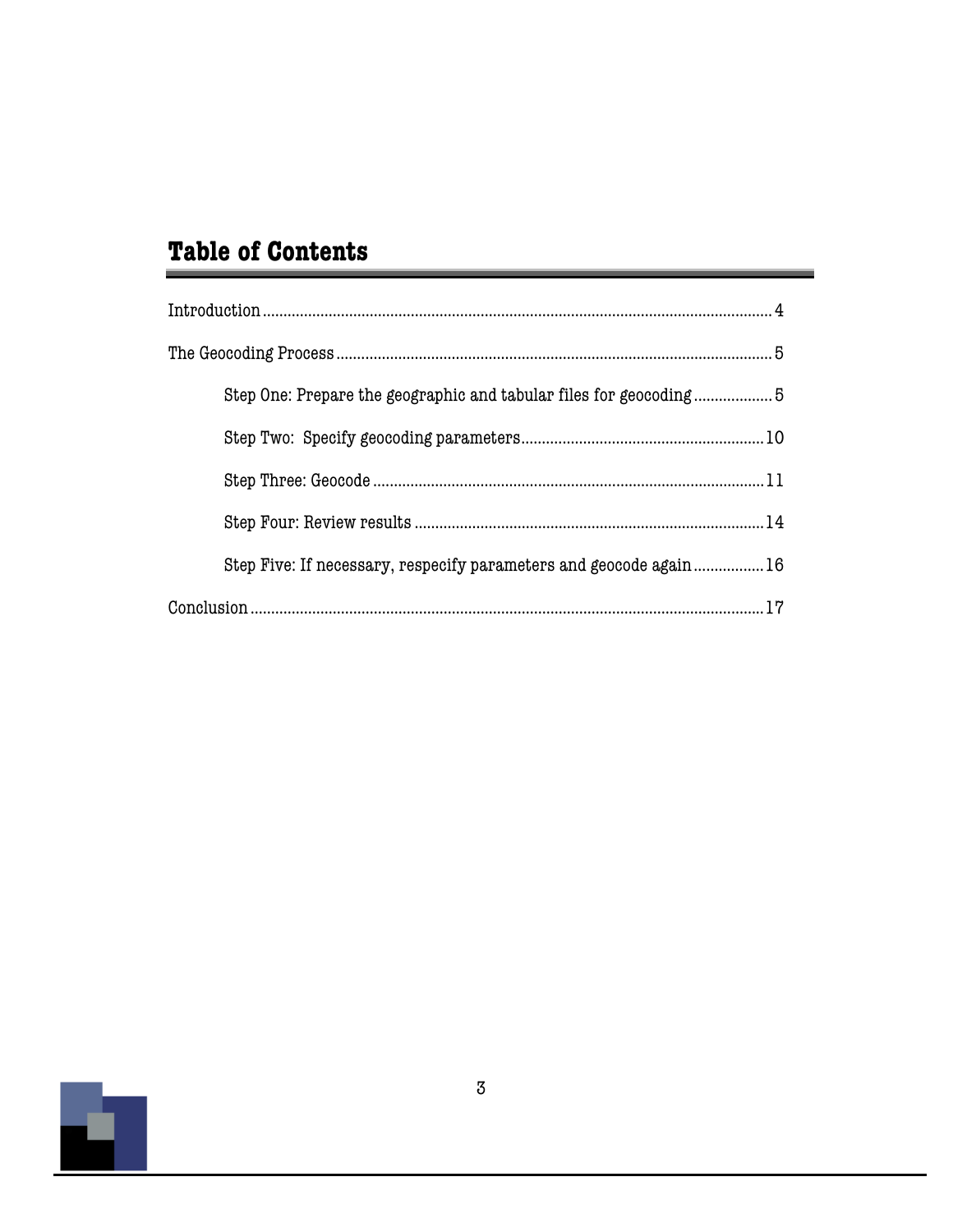## Table of Contents

Introduction ........................................................................................................................ 4

The Geocoding Process ....................................................................................................... 5

  Step One: Prepare the geographic and tabular files for geocoding .................. 5

  Step Two: Specify geocoding parameters.......................................................... 10

  Step Three: Geocode .............................................................................................. 11

  Step Four: Review results ..................................................................................... 14

  Step Five: If necessary, respecify parameters and geocode again ................ 16

Conclusion ......................................................................................................................... 17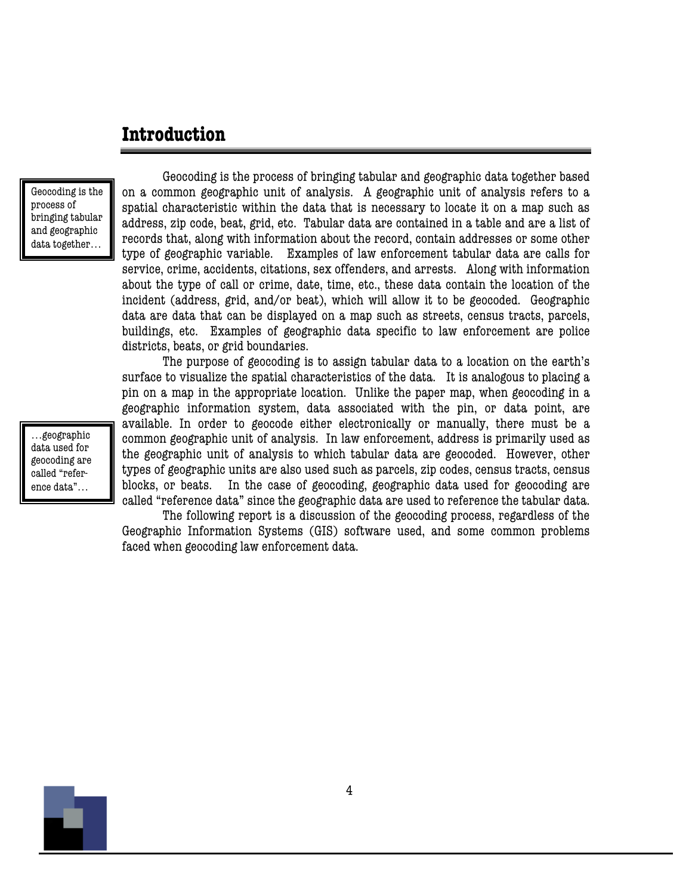## Introduction

> Geocoding is the process of bringing tabular and geographic data together…

Geocoding is the process of bringing tabular and geographic data together based on a common geographic unit of analysis. A geographic unit of analysis refers to a spatial characteristic within the data that is necessary to locate it on a map such as address, zip code, beat, grid, etc. Tabular data are contained in a table and are a list of records that, along with information about the record, contain addresses or some other type of geographic variable. Examples of law enforcement tabular data are calls for service, crime, accidents, citations, sex offenders, and arrests. Along with information about the type of call or crime, date, time, etc., these data contain the location of the incident (address, grid, and/or beat), which will allow it to be geocoded. Geographic data are data that can be displayed on a map such as streets, census tracts, parcels, buildings, etc. Examples of geographic data specific to law enforcement are police districts, beats, or grid boundaries.

The purpose of geocoding is to assign tabular data to a location on the earth's surface to visualize the spatial characteristics of the data. It is analogous to placing a pin on a map in the appropriate location. Unlike the paper map, when geocoding in a geographic information system, data associated with the pin, or data point, are available. In order to geocode either electronically or manually, there must be a common geographic unit of analysis. In law enforcement, address is primarily used as the geographic unit of analysis to which tabular data are geocoded. However, other types of geographic units are also used such as parcels, zip codes, census tracts, census blocks, or beats. In the case of geocoding, geographic data used for geocoding are called "reference data" since the geographic data are used to reference the tabular data.

> …geographic data used for geocoding are called "reference data"…

The following report is a discussion of the geocoding process, regardless of the Geographic Information Systems (GIS) software used, and some common problems faced when geocoding law enforcement data.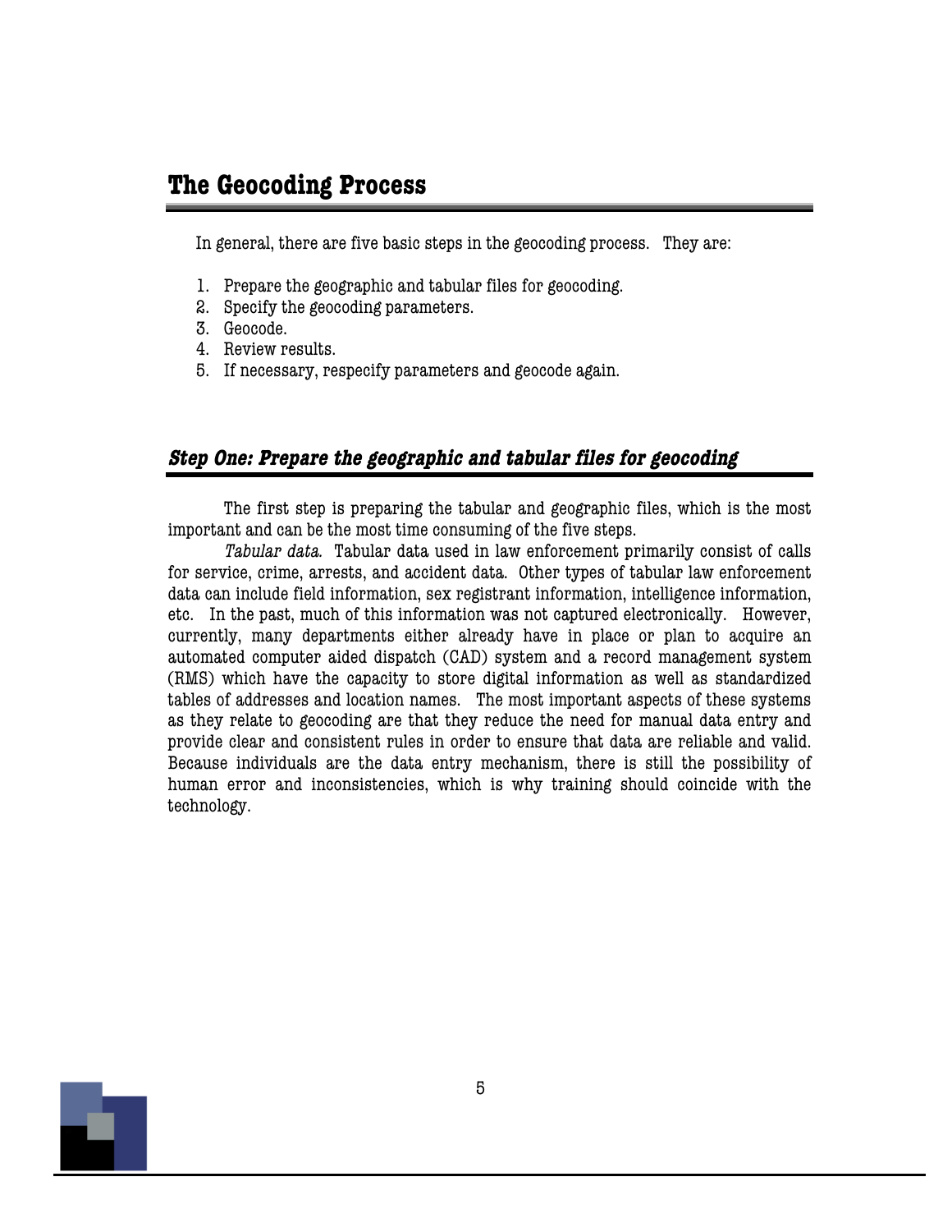# The Geocoding Process

In general, there are five basic steps in the geocoding process. They are:

1. Prepare the geographic and tabular files for geocoding.
2. Specify the geocoding parameters.
3. Geocode.
4. Review results.
5. If necessary, respecify parameters and geocode again.

## *Step One: Prepare the geographic and tabular files for geocoding*

The first step is preparing the tabular and geographic files, which is the most important and can be the most time consuming of the five steps.

*Tabular data.* Tabular data used in law enforcement primarily consist of calls for service, crime, arrests, and accident data. Other types of tabular law enforcement data can include field information, sex registrant information, intelligence information, etc. In the past, much of this information was not captured electronically. However, currently, many departments either already have in place or plan to acquire an automated computer aided dispatch (CAD) system and a record management system (RMS) which have the capacity to store digital information as well as standardized tables of addresses and location names. The most important aspects of these systems as they relate to geocoding are that they reduce the need for manual data entry and provide clear and consistent rules in order to ensure that data are reliable and valid. Because individuals are the data entry mechanism, there is still the possibility of human error and inconsistencies, which is why training should coincide with the technology.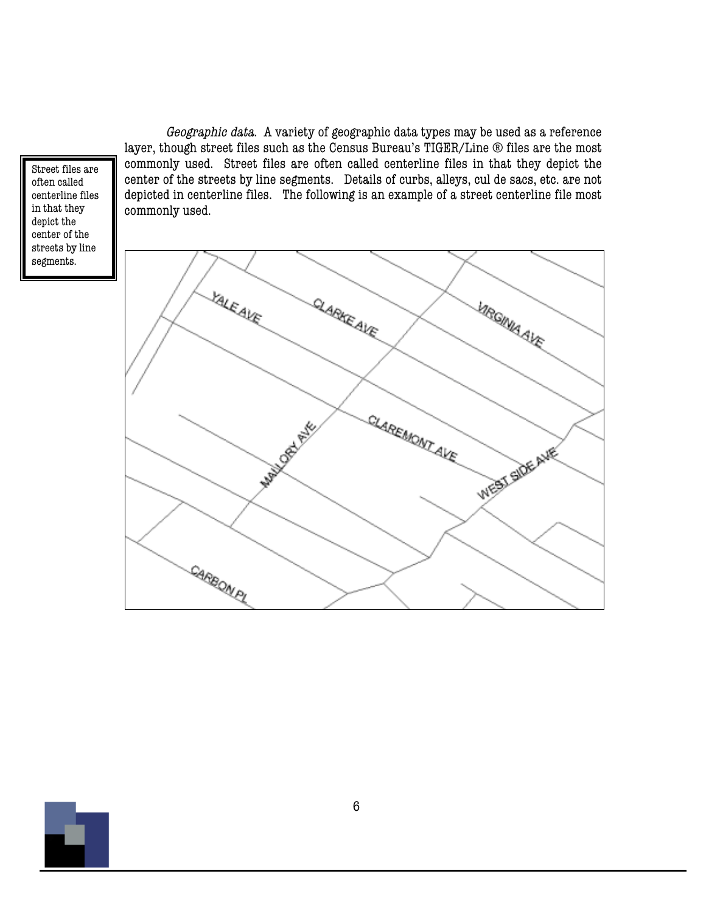*Geographic data.* A variety of geographic data types may be used as a reference layer, though street files such as the Census Bureau's TIGER/Line ® files are the most commonly used. Street files are often called centerline files in that they depict the center of the streets by line segments. Details of curbs, alleys, cul de sacs, etc. are not depicted in centerline files. The following is an example of a street centerline file most commonly used.

> Street files are often called centerline files in that they depict the center of the streets by line segments.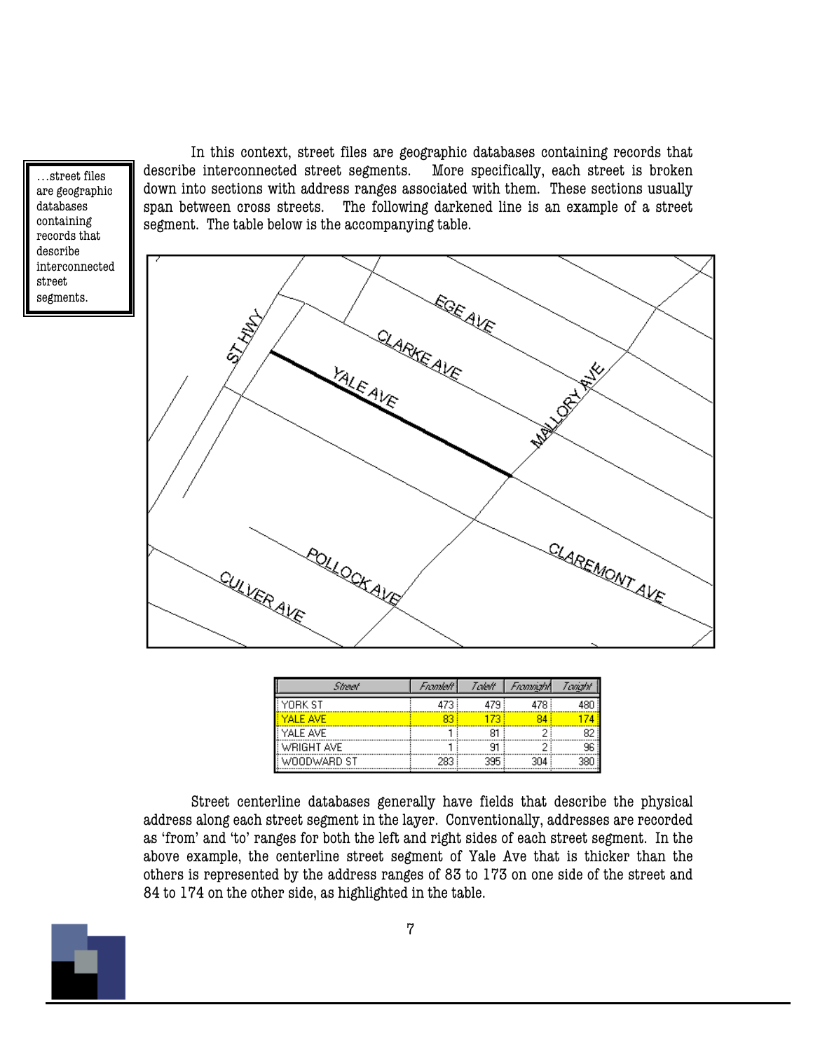> …street files are geographic databases containing records that describe interconnected street segments.

In this context, street files are geographic databases containing records that describe interconnected street segments. More specifically, each street is broken down into sections with address ranges associated with them. These sections usually span between cross streets. The following darkened line is an example of a street segment. The table below is the accompanying table.

| Street | Fromleft | Toleft | Fromright | Toright |
|---|---|---|---|---|
| YORK ST | 473 | 479 | 478 | 480 |
| YALE AVE | 83 | 173 | 84 | 174 |
| YALE AVE | 1 | 81 | 2 | 82 |
| WRIGHT AVE | 1 | 91 | 2 | 96 |
| WOODWARD ST | 283 | 395 | 304 | 380 |

Street centerline databases generally have fields that describe the physical address along each street segment in the layer. Conventionally, addresses are recorded as 'from' and 'to' ranges for both the left and right sides of each street segment. In the above example, the centerline street segment of Yale Ave that is thicker than the others is represented by the address ranges of 83 to 173 on one side of the street and 84 to 174 on the other side, as highlighted in the table.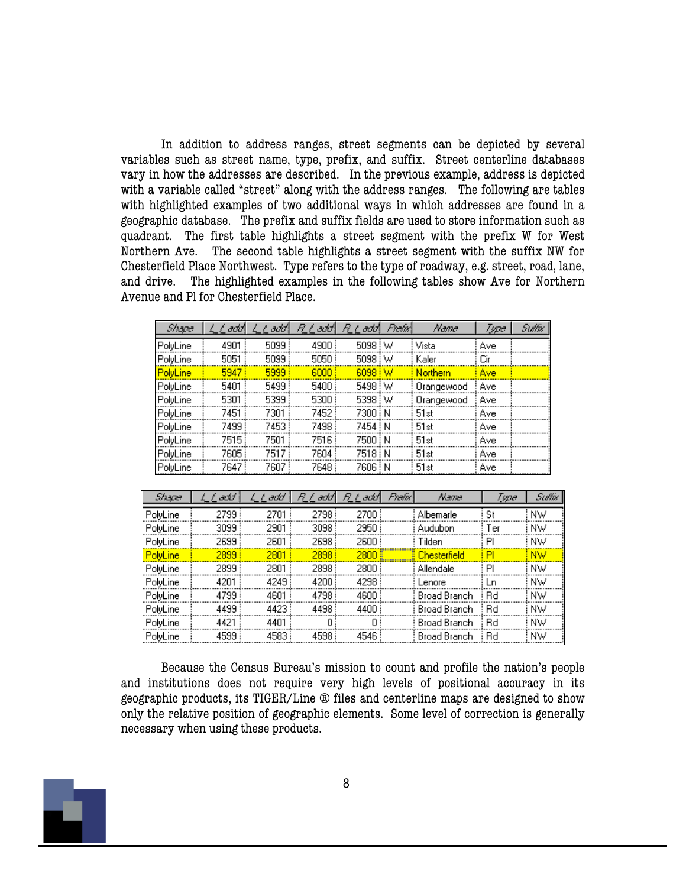In addition to address ranges, street segments can be depicted by several variables such as street name, type, prefix, and suffix. Street centerline databases vary in how the addresses are described. In the previous example, address is depicted with a variable called "street" along with the address ranges. The following are tables with highlighted examples of two additional ways in which addresses are found in a geographic database. The prefix and suffix fields are used to store information such as quadrant. The first table highlights a street segment with the prefix W for West Northern Ave. The second table highlights a street segment with the suffix NW for Chesterfield Place Northwest. Type refers to the type of roadway, e.g. street, road, lane, and drive. The highlighted examples in the following tables show Ave for Northern Avenue and Pl for Chesterfield Place.

| Shape | L_f_add | L_t_add | R_f_add | R_t_add | Prefix | Name | Type | Suffix |
|---|---|---|---|---|---|---|---|---|
| PolyLine | 4901 | 5099 | 4900 | 5098 | W | Vista | Ave | |
| PolyLine | 5051 | 5099 | 5050 | 5098 | W | Kaler | Cir | |
| PolyLine | 5947 | 5999 | 6000 | 6098 | W | Northern | Ave | |
| PolyLine | 5401 | 5499 | 5400 | 5498 | W | Orangewood | Ave | |
| PolyLine | 5301 | 5399 | 5300 | 5398 | W | Orangewood | Ave | |
| PolyLine | 7451 | 7301 | 7452 | 7300 | N | 51st | Ave | |
| PolyLine | 7499 | 7453 | 7498 | 7454 | N | 51st | Ave | |
| PolyLine | 7515 | 7501 | 7516 | 7500 | N | 51st | Ave | |
| PolyLine | 7605 | 7517 | 7604 | 7518 | N | 51st | Ave | |
| PolyLine | 7647 | 7607 | 7648 | 7606 | N | 51st | Ave | |

| Shape | L_f_add | L_t_add | R_f_add | R_t_add | Prefix | Name | Type | Suffix |
|---|---|---|---|---|---|---|---|---|
| PolyLine | 2799 | 2701 | 2798 | 2700 | | Albemarle | St | NW |
| PolyLine | 3099 | 2901 | 3098 | 2950 | | Audubon | Ter | NW |
| PolyLine | 2699 | 2601 | 2698 | 2600 | | Tilden | Pl | NW |
| PolyLine | 2899 | 2801 | 2898 | 2800 | | Chesterfield | Pl | NW |
| PolyLine | 2899 | 2801 | 2898 | 2800 | | Allendale | Pl | NW |
| PolyLine | 4201 | 4249 | 4200 | 4298 | | Lenore | Ln | NW |
| PolyLine | 4799 | 4601 | 4798 | 4600 | | Broad Branch | Rd | NW |
| PolyLine | 4499 | 4423 | 4498 | 4400 | | Broad Branch | Rd | NW |
| PolyLine | 4421 | 4401 | 0 | 0 | | Broad Branch | Rd | NW |
| PolyLine | 4599 | 4583 | 4598 | 4546 | | Broad Branch | Rd | NW |

Because the Census Bureau's mission to count and profile the nation's people and institutions does not require very high levels of positional accuracy in its geographic products, its TIGER/Line ® files and centerline maps are designed to show only the relative position of geographic elements. Some level of correction is generally necessary when using these products.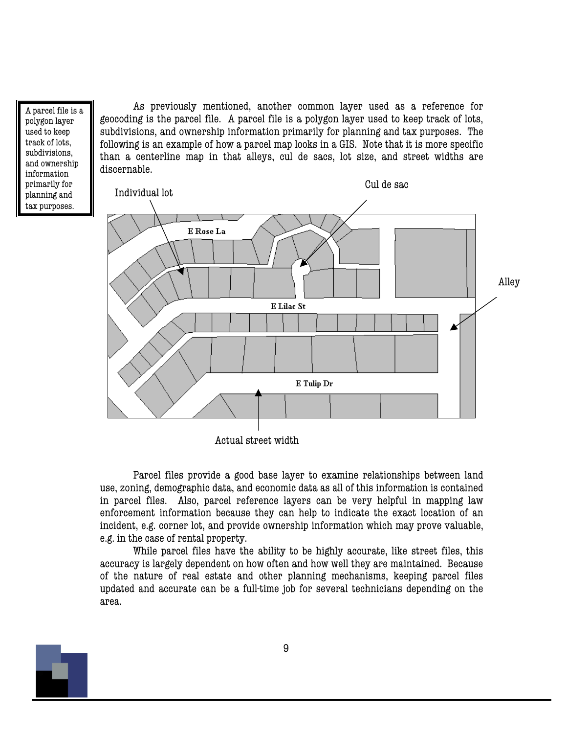> A parcel file is a polygon layer used to keep track of lots, subdivisions, and ownership information primarily for planning and tax purposes.

As previously mentioned, another common layer used as a reference for geocoding is the parcel file. A parcel file is a polygon layer used to keep track of lots, subdivisions, and ownership information primarily for planning and tax purposes. The following is an example of how a parcel map looks in a GIS. Note that it is more specific than a centerline map in that alleys, cul de sacs, lot size, and street widths are discernable.

Individual lot | Cul de sac | Alley | E Rose La | E Lilac St | E Tulip Dr | Actual street width

Parcel files provide a good base layer to examine relationships between land use, zoning, demographic data, and economic data as all of this information is contained in parcel files. Also, parcel reference layers can be very helpful in mapping law enforcement information because they can help to indicate the exact location of an incident, e.g. corner lot, and provide ownership information which may prove valuable, e.g. in the case of rental property.

While parcel files have the ability to be highly accurate, like street files, this accuracy is largely dependent on how often and how well they are maintained. Because of the nature of real estate and other planning mechanisms, keeping parcel files updated and accurate can be a full-time job for several technicians depending on the area.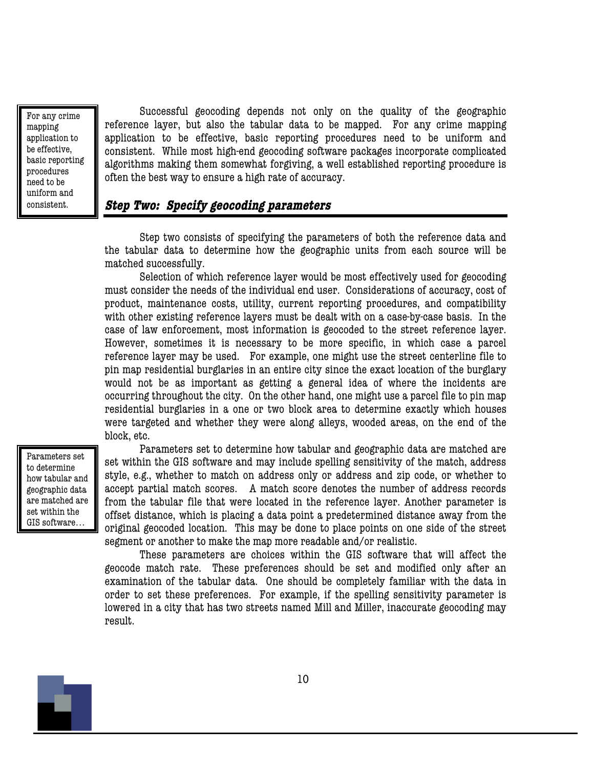> For any crime mapping application to be effective, basic reporting procedures need to be uniform and consistent.

Successful geocoding depends not only on the quality of the geographic reference layer, but also the tabular data to be mapped. For any crime mapping application to be effective, basic reporting procedures need to be uniform and consistent. While most high-end geocoding software packages incorporate complicated algorithms making them somewhat forgiving, a well established reporting procedure is often the best way to ensure a high rate of accuracy.

## *Step Two: Specify geocoding parameters*

Step two consists of specifying the parameters of both the reference data and the tabular data to determine how the geographic units from each source will be matched successfully.

Selection of which reference layer would be most effectively used for geocoding must consider the needs of the individual end user. Considerations of accuracy, cost of product, maintenance costs, utility, current reporting procedures, and compatibility with other existing reference layers must be dealt with on a case-by-case basis. In the case of law enforcement, most information is geocoded to the street reference layer. However, sometimes it is necessary to be more specific, in which case a parcel reference layer may be used. For example, one might use the street centerline file to pin map residential burglaries in an entire city since the exact location of the burglary would not be as important as getting a general idea of where the incidents are occurring throughout the city. On the other hand, one might use a parcel file to pin map residential burglaries in a one or two block area to determine exactly which houses were targeted and whether they were along alleys, wooded areas, on the end of the block, etc.

> Parameters set to determine how tabular and geographic data are matched are set within the GIS software…

Parameters set to determine how tabular and geographic data are matched are set within the GIS software and may include spelling sensitivity of the match, address style, e.g., whether to match on address only or address and zip code, or whether to accept partial match scores. A match score denotes the number of address records from the tabular file that were located in the reference layer. Another parameter is offset distance, which is placing a data point a predetermined distance away from the original geocoded location. This may be done to place points on one side of the street segment or another to make the map more readable and/or realistic.

These parameters are choices within the GIS software that will affect the geocode match rate. These preferences should be set and modified only after an examination of the tabular data. One should be completely familiar with the data in order to set these preferences. For example, if the spelling sensitivity parameter is lowered in a city that has two streets named Mill and Miller, inaccurate geocoding may result.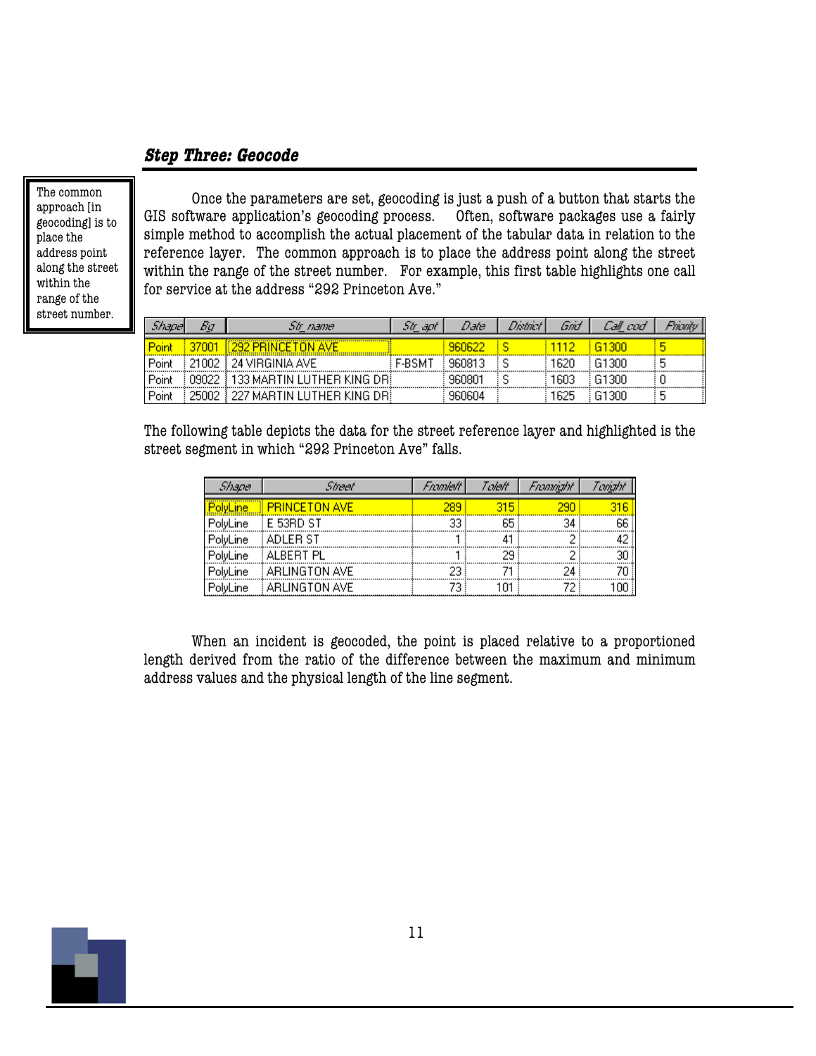### *Step Three: Geocode*

> The common approach [in geocoding] is to place the address point along the street within the range of the street number.

Once the parameters are set, geocoding is just a push of a button that starts the GIS software application's geocoding process. Often, software packages use a fairly simple method to accomplish the actual placement of the tabular data in relation to the reference layer. The common approach is to place the address point along the street within the range of the street number. For example, this first table highlights one call for service at the address "292 Princeton Ave."

| Shape | Bg | Str_name | Str_apt | Date | District | Grid | Call_cod | Priority |
|---|---|---|---|---|---|---|---|---|
| Point | 37001 | 292 PRINCETON AVE | | 960622 | S | 1112 | G1300 | 5 |
| Point | 21002 | 24 VIRGINIA AVE | F-BSMT | 960813 | S | 1620 | G1300 | 5 |
| Point | 09022 | 133 MARTIN LUTHER KING DR | | 960801 | S | 1603 | G1300 | 0 |
| Point | 25002 | 227 MARTIN LUTHER KING DR | | 960604 | | 1625 | G1300 | 5 |

The following table depicts the data for the street reference layer and highlighted is the street segment in which "292 Princeton Ave" falls.

| Shape | Street | Fromleft | Toleft | Fromright | Toright |
|---|---|---|---|---|---|
| PolyLine | PRINCETON AVE | 289 | 315 | 290 | 316 |
| PolyLine | E 53RD ST | 33 | 65 | 34 | 66 |
| PolyLine | ADLER ST | 1 | 41 | 2 | 42 |
| PolyLine | ALBERT PL | 1 | 29 | 2 | 30 |
| PolyLine | ARLINGTON AVE | 23 | 71 | 24 | 70 |
| PolyLine | ARLINGTON AVE | 73 | 101 | 72 | 100 |

When an incident is geocoded, the point is placed relative to a proportioned length derived from the ratio of the difference between the maximum and minimum address values and the physical length of the line segment.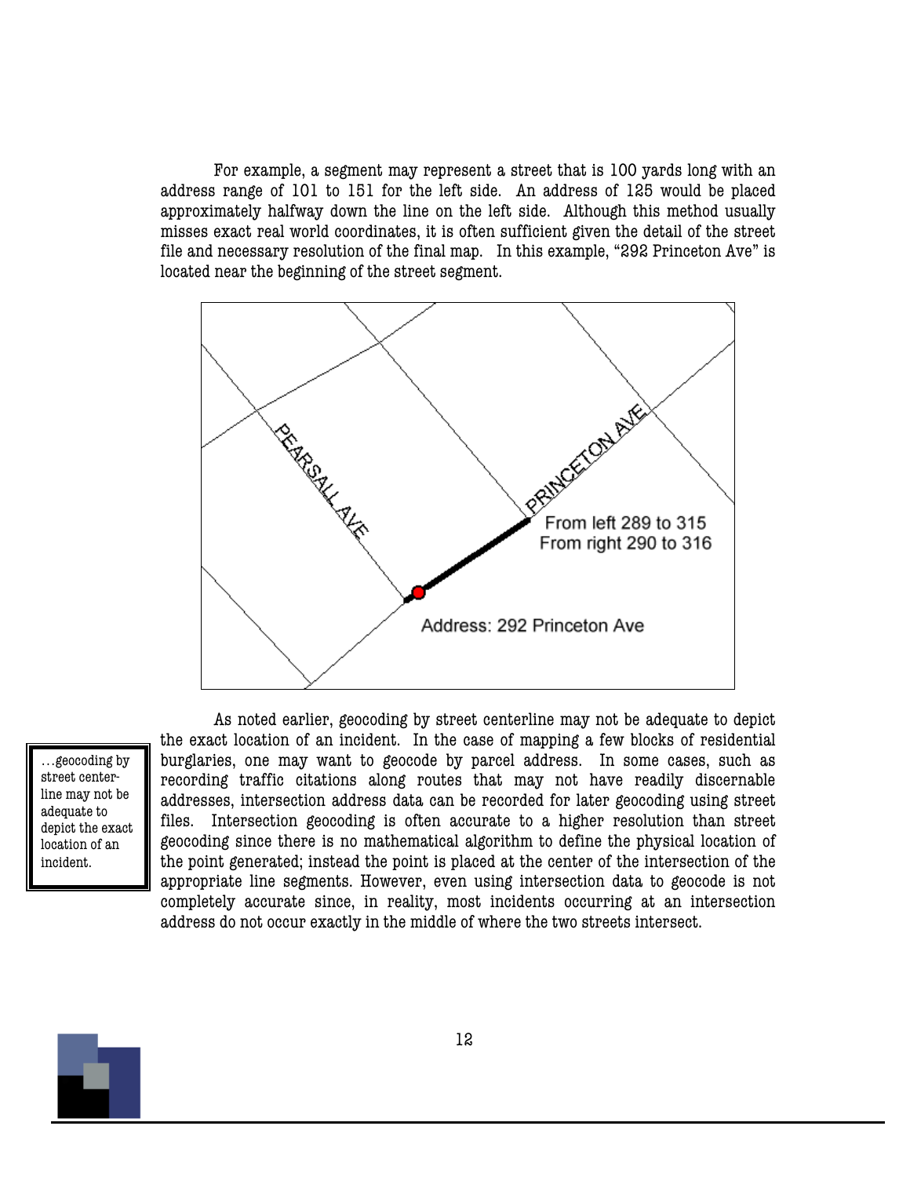For example, a segment may represent a street that is 100 yards long with an address range of 101 to 151 for the left side. An address of 125 would be placed approximately halfway down the line on the left side. Although this method usually misses exact real world coordinates, it is often sufficient given the detail of the street file and necessary resolution of the final map. In this example, "292 Princeton Ave" is located near the beginning of the street segment.

PEARSALL AVE

PRINCETON AVE

From left 289 to 315
From right 290 to 316

Address: 292 Princeton Ave

> ...geocoding by street center-line may not be adequate to depict the exact location of an incident.

As noted earlier, geocoding by street centerline may not be adequate to depict the exact location of an incident. In the case of mapping a few blocks of residential burglaries, one may want to geocode by parcel address. In some cases, such as recording traffic citations along routes that may not have readily discernable addresses, intersection address data can be recorded for later geocoding using street files. Intersection geocoding is often accurate to a higher resolution than street geocoding since there is no mathematical algorithm to define the physical location of the point generated; instead the point is placed at the center of the intersection of the appropriate line segments. However, even using intersection data to geocode is not completely accurate since, in reality, most incidents occurring at an intersection address do not occur exactly in the middle of where the two streets intersect.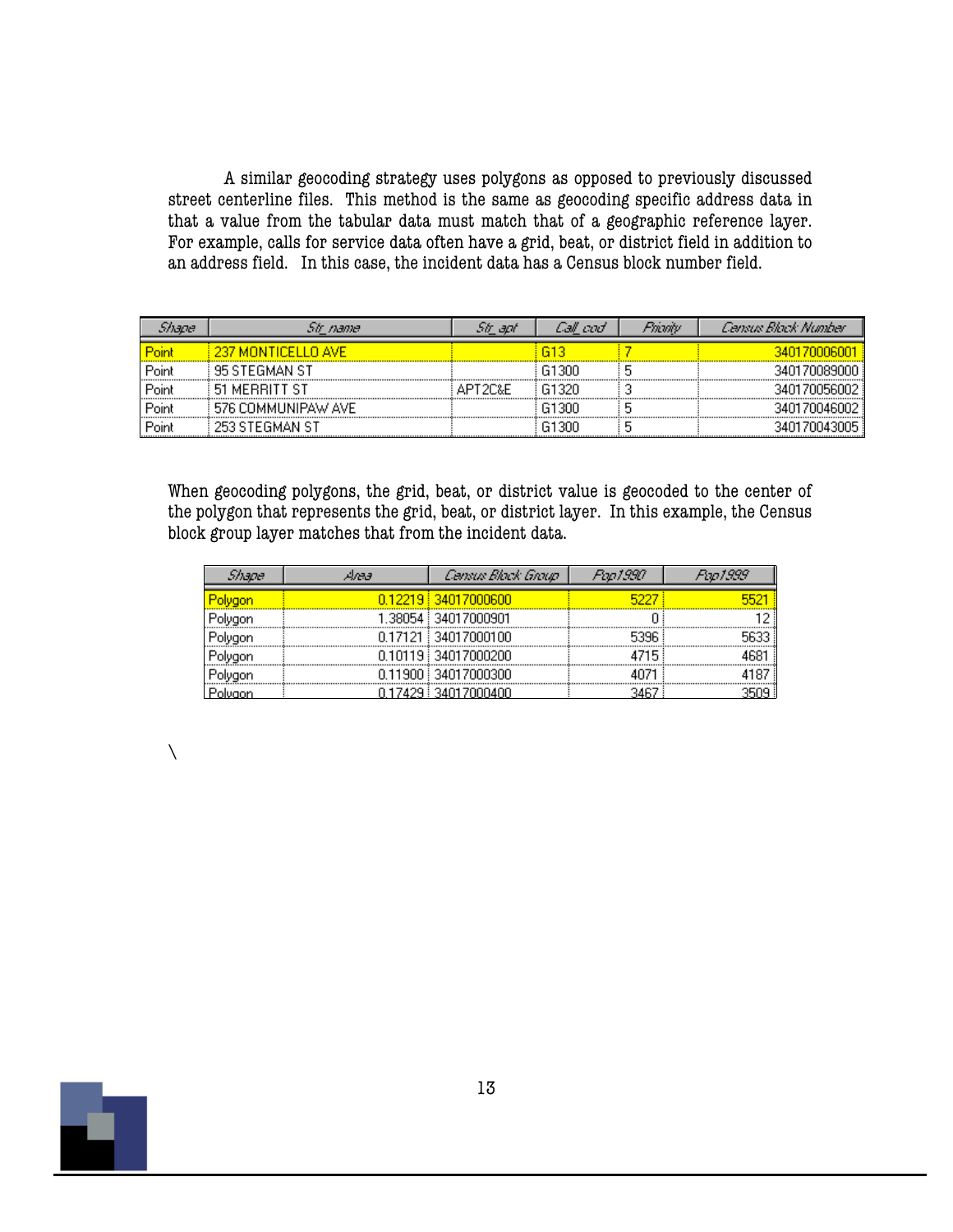A similar geocoding strategy uses polygons as opposed to previously discussed street centerline files. This method is the same as geocoding specific address data in that a value from the tabular data must match that of a geographic reference layer. For example, calls for service data often have a grid, beat, or district field in addition to an address field. In this case, the incident data has a Census block number field.

| Shape | Str_name | Str_apt | Call_cod | Priority | Census Block Number |
|---|---|---|---|---|---|
| Point | 237 MONTICELLO AVE | | G13 | 7 | 340170006001 |
| Point | 95 STEGMAN ST | | G1300 | 5 | 340170089000 |
| Point | 51 MERRITT ST | APT2C&E | G1320 | 3 | 340170056002 |
| Point | 576 COMMUNIPAW AVE | | G1300 | 5 | 340170046002 |
| Point | 253 STEGMAN ST | | G1300 | 5 | 340170043005 |

When geocoding polygons, the grid, beat, or district value is geocoded to the center of the polygon that represents the grid, beat, or district layer. In this example, the Census block group layer matches that from the incident data.

| Shape | Area | Census Block Group | Pop1990 | Pop1999 |
|---|---|---|---|---|
| Polygon | 0.12219 | 34017000600 | 5227 | 5521 |
| Polygon | 1.38054 | 34017000901 | 0 | 12 |
| Polygon | 0.17121 | 34017000100 | 5396 | 5633 |
| Polygon | 0.10119 | 34017000200 | 4715 | 4681 |
| Polygon | 0.11900 | 34017000300 | 4071 | 4187 |
| Polygon | 0.17429 | 34017000400 | 3467 | 3509 |

\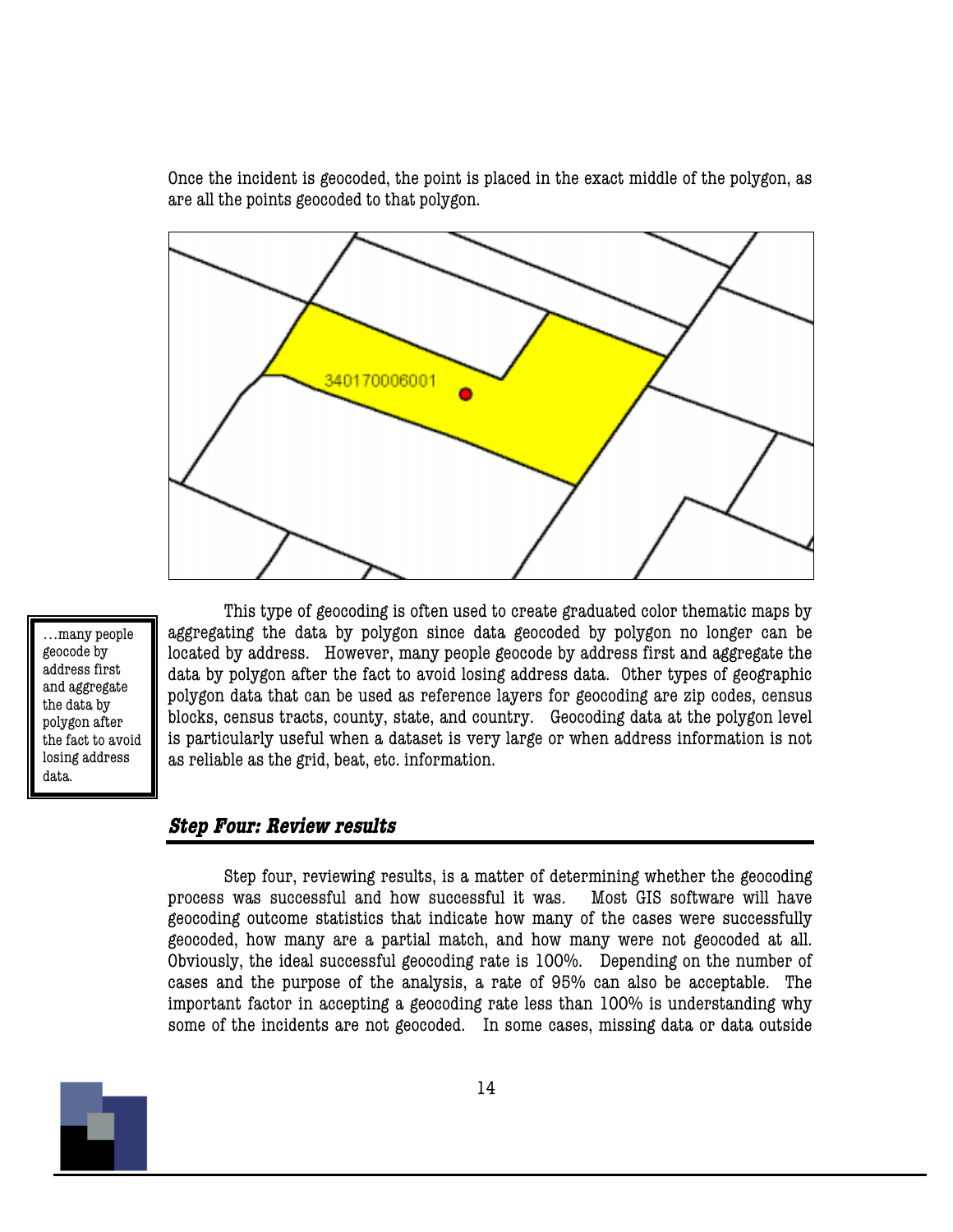Once the incident is geocoded, the point is placed in the exact middle of the polygon, as are all the points geocoded to that polygon.

> …many people geocode by address first and aggregate the data by polygon after the fact to avoid losing address data.

This type of geocoding is often used to create graduated color thematic maps by aggregating the data by polygon since data geocoded by polygon no longer can be located by address. However, many people geocode by address first and aggregate the data by polygon after the fact to avoid losing address data. Other types of geographic polygon data that can be used as reference layers for geocoding are zip codes, census blocks, census tracts, county, state, and country. Geocoding data at the polygon level is particularly useful when a dataset is very large or when address information is not as reliable as the grid, beat, etc. information.

## *Step Four: Review results*

Step four, reviewing results, is a matter of determining whether the geocoding process was successful and how successful it was. Most GIS software will have geocoding outcome statistics that indicate how many of the cases were successfully geocoded, how many are a partial match, and how many were not geocoded at all. Obviously, the ideal successful geocoding rate is 100%. Depending on the number of cases and the purpose of the analysis, a rate of 95% can also be acceptable. The important factor in accepting a geocoding rate less than 100% is understanding why some of the incidents are not geocoded. In some cases, missing data or data outside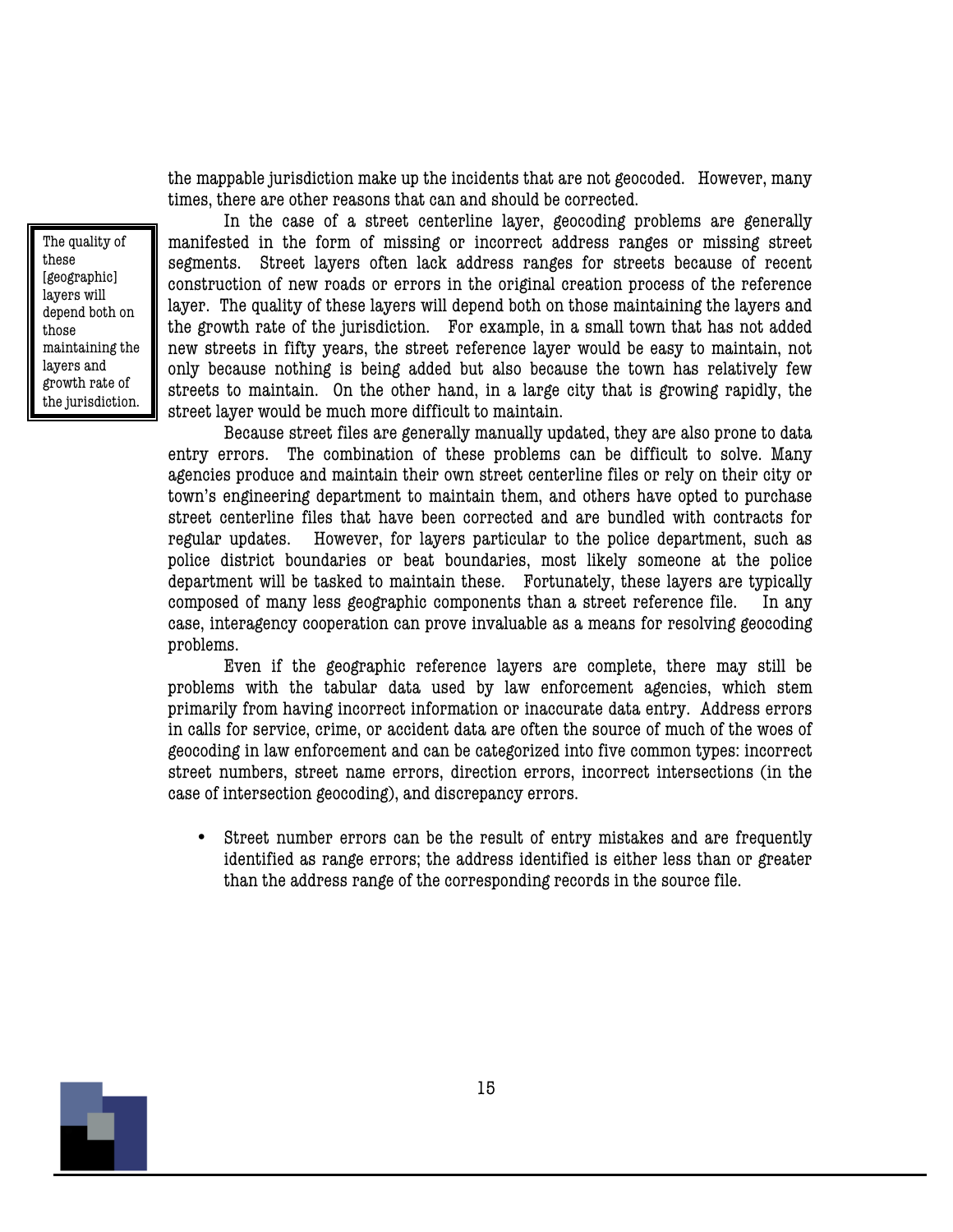the mappable jurisdiction make up the incidents that are not geocoded. However, many times, there are other reasons that can and should be corrected.

> The quality of these [geographic] layers will depend both on those maintaining the layers and growth rate of the jurisdiction.

In the case of a street centerline layer, geocoding problems are generally manifested in the form of missing or incorrect address ranges or missing street segments. Street layers often lack address ranges for streets because of recent construction of new roads or errors in the original creation process of the reference layer. The quality of these layers will depend both on those maintaining the layers and the growth rate of the jurisdiction. For example, in a small town that has not added new streets in fifty years, the street reference layer would be easy to maintain, not only because nothing is being added but also because the town has relatively few streets to maintain. On the other hand, in a large city that is growing rapidly, the street layer would be much more difficult to maintain.

Because street files are generally manually updated, they are also prone to data entry errors. The combination of these problems can be difficult to solve. Many agencies produce and maintain their own street centerline files or rely on their city or town's engineering department to maintain them, and others have opted to purchase street centerline files that have been corrected and are bundled with contracts for regular updates. However, for layers particular to the police department, such as police district boundaries or beat boundaries, most likely someone at the police department will be tasked to maintain these. Fortunately, these layers are typically composed of many less geographic components than a street reference file. In any case, interagency cooperation can prove invaluable as a means for resolving geocoding problems.

Even if the geographic reference layers are complete, there may still be problems with the tabular data used by law enforcement agencies, which stem primarily from having incorrect information or inaccurate data entry. Address errors in calls for service, crime, or accident data are often the source of much of the woes of geocoding in law enforcement and can be categorized into five common types: incorrect street numbers, street name errors, direction errors, incorrect intersections (in the case of intersection geocoding), and discrepancy errors.

- Street number errors can be the result of entry mistakes and are frequently identified as range errors; the address identified is either less than or greater than the address range of the corresponding records in the source file.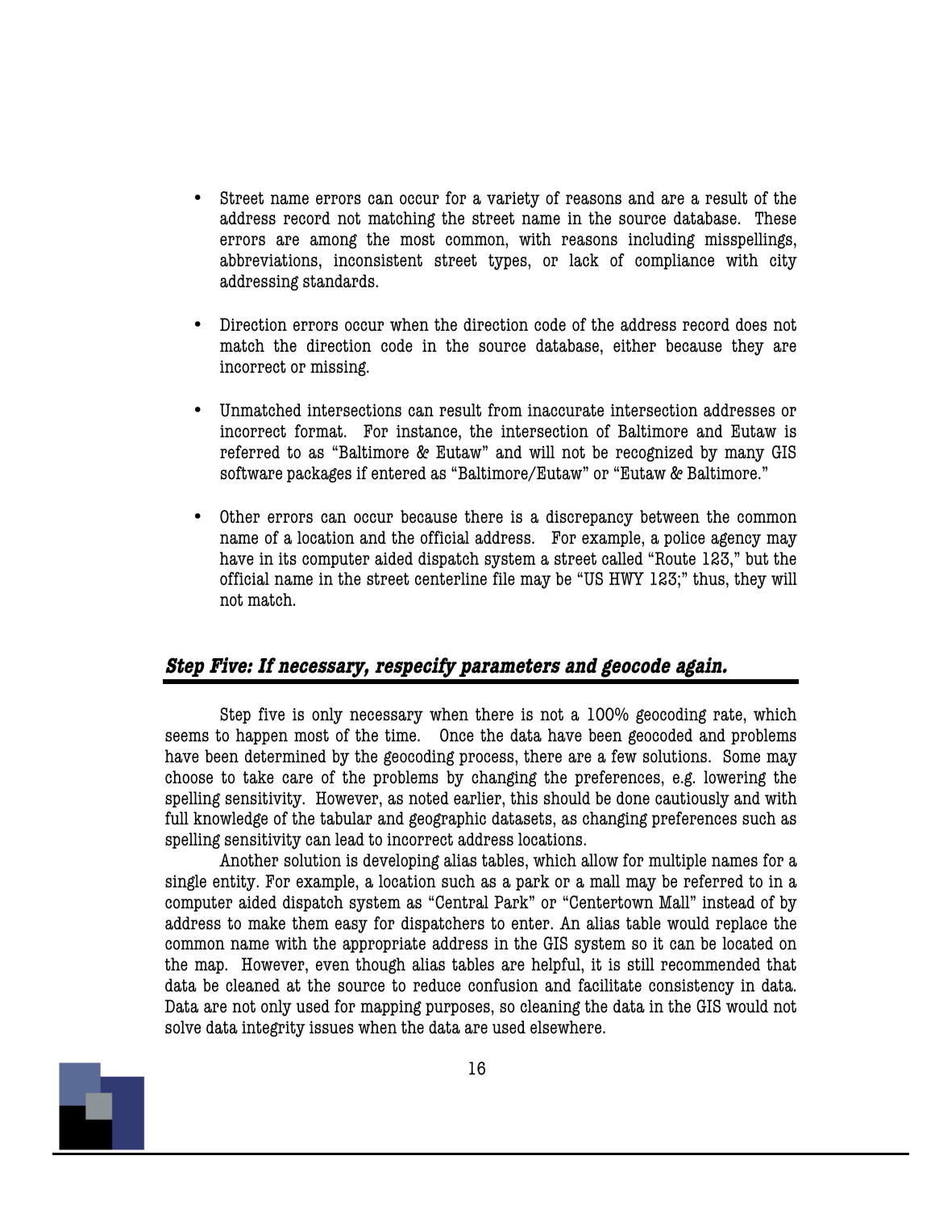- Street name errors can occur for a variety of reasons and are a result of the address record not matching the street name in the source database. These errors are among the most common, with reasons including misspellings, abbreviations, inconsistent street types, or lack of compliance with city addressing standards.

- Direction errors occur when the direction code of the address record does not match the direction code in the source database, either because they are incorrect or missing.

- Unmatched intersections can result from inaccurate intersection addresses or incorrect format. For instance, the intersection of Baltimore and Eutaw is referred to as "Baltimore & Eutaw" and will not be recognized by many GIS software packages if entered as "Baltimore/Eutaw" or "Eutaw & Baltimore."

- Other errors can occur because there is a discrepancy between the common name of a location and the official address. For example, a police agency may have in its computer aided dispatch system a street called "Route 123," but the official name in the street centerline file may be "US HWY 123;" thus, they will not match.

## *Step Five: If necessary, respecify parameters and geocode again.*

Step five is only necessary when there is not a 100% geocoding rate, which seems to happen most of the time. Once the data have been geocoded and problems have been determined by the geocoding process, there are a few solutions. Some may choose to take care of the problems by changing the preferences, e.g. lowering the spelling sensitivity. However, as noted earlier, this should be done cautiously and with full knowledge of the tabular and geographic datasets, as changing preferences such as spelling sensitivity can lead to incorrect address locations.

Another solution is developing alias tables, which allow for multiple names for a single entity. For example, a location such as a park or a mall may be referred to in a computer aided dispatch system as "Central Park" or "Centertown Mall" instead of by address to make them easy for dispatchers to enter. An alias table would replace the common name with the appropriate address in the GIS system so it can be located on the map. However, even though alias tables are helpful, it is still recommended that data be cleaned at the source to reduce confusion and facilitate consistency in data. Data are not only used for mapping purposes, so cleaning the data in the GIS would not solve data integrity issues when the data are used elsewhere.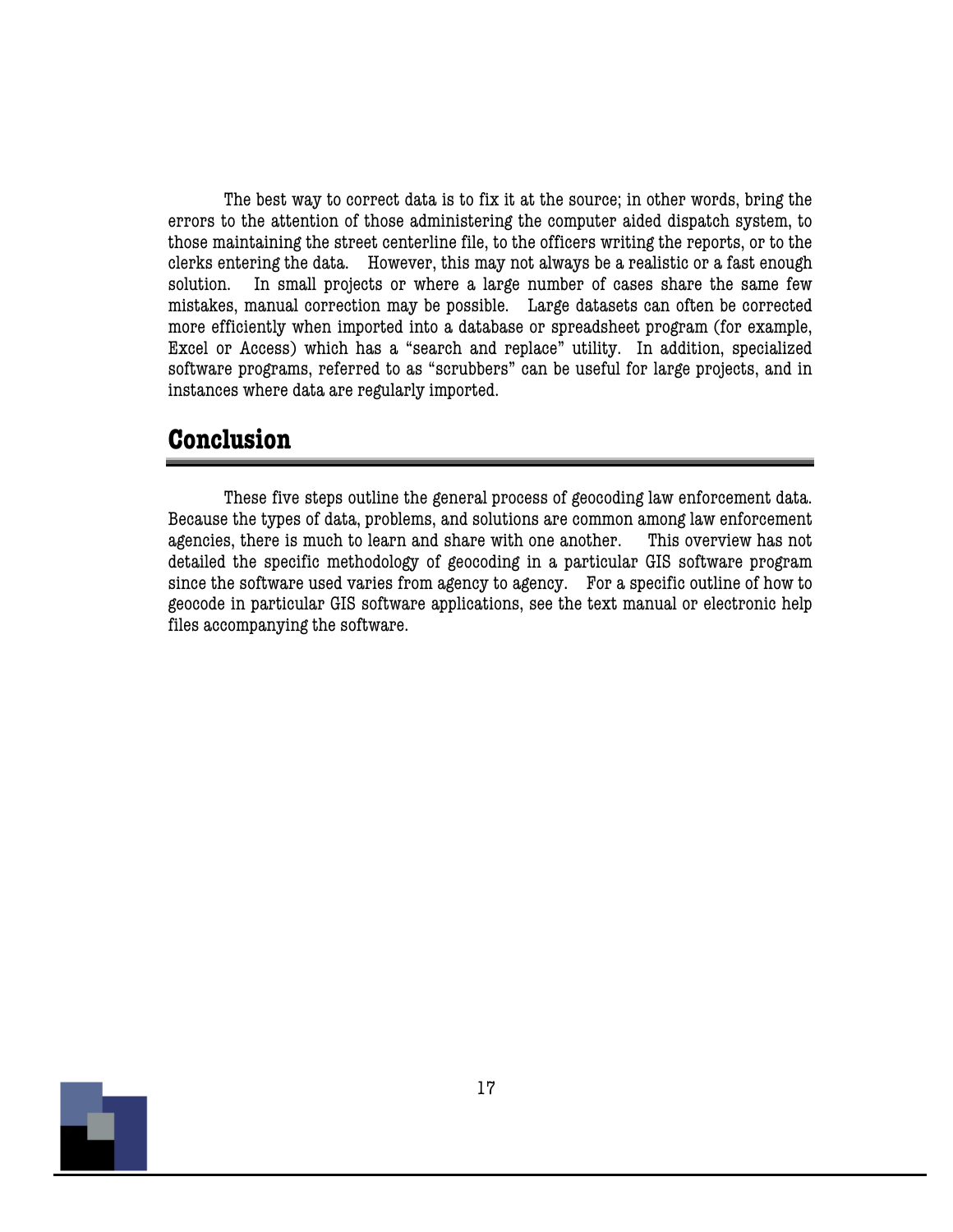The best way to correct data is to fix it at the source; in other words, bring the errors to the attention of those administering the computer aided dispatch system, to those maintaining the street centerline file, to the officers writing the reports, or to the clerks entering the data. However, this may not always be a realistic or a fast enough solution. In small projects or where a large number of cases share the same few mistakes, manual correction may be possible. Large datasets can often be corrected more efficiently when imported into a database or spreadsheet program (for example, Excel or Access) which has a "search and replace" utility. In addition, specialized software programs, referred to as "scrubbers" can be useful for large projects, and in instances where data are regularly imported.

## Conclusion

These five steps outline the general process of geocoding law enforcement data. Because the types of data, problems, and solutions are common among law enforcement agencies, there is much to learn and share with one another. This overview has not detailed the specific methodology of geocoding in a particular GIS software program since the software used varies from agency to agency. For a specific outline of how to geocode in particular GIS software applications, see the text manual or electronic help files accompanying the software.